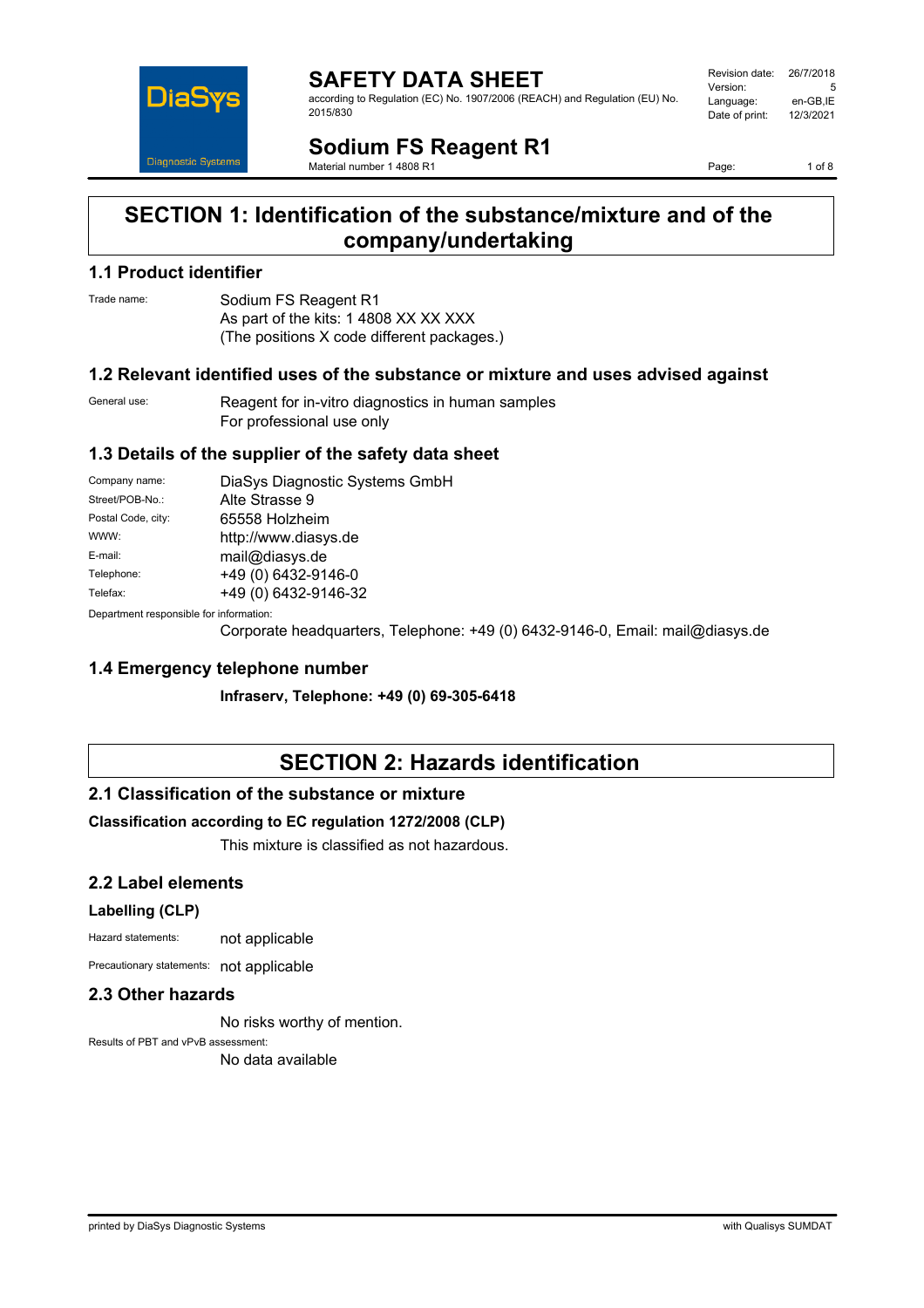# SAFETY DATA SHEET

according to Regulation (EC) No. 1907/2006 (REACH) and Regulation (EU) No. 2015/830

| | |
|---|---|
| Revision date: | 26/7/2018 |
| Version: | 5 |
| Language: | en-GB,IE |
| Date of print: | 12/3/2021 |

# Sodium FS Reagent R1

Material number 1 4808 R1

## SECTION 1: Identification of the substance/mixture and of the company/undertaking

### 1.1 Product identifier

Trade name: Sodium FS Reagent R1
As part of the kits: 1 4808 XX XX XXX
(The positions X code different packages.)

### 1.2 Relevant identified uses of the substance or mixture and uses advised against

General use: Reagent for in-vitro diagnostics in human samples
For professional use only

### 1.3 Details of the supplier of the safety data sheet

| | |
|---|---|
| Company name: | DiaSys Diagnostic Systems GmbH |
| Street/POB-No.: | Alte Strasse 9 |
| Postal Code, city: | 65558 Holzheim |
| WWW: | http://www.diasys.de |
| E-mail: | mail@diasys.de |
| Telephone: | +49 (0) 6432-9146-0 |
| Telefax: | +49 (0) 6432-9146-32 |

Department responsible for information:
Corporate headquarters, Telephone: +49 (0) 6432-9146-0, Email: mail@diasys.de

### 1.4 Emergency telephone number

**Infraserv, Telephone: +49 (0) 69-305-6418**

## SECTION 2: Hazards identification

### 2.1 Classification of the substance or mixture

**Classification according to EC regulation 1272/2008 (CLP)**

This mixture is classified as not hazardous.

### 2.2 Label elements

**Labelling (CLP)**

Hazard statements: not applicable

Precautionary statements: not applicable

### 2.3 Other hazards

No risks worthy of mention.

Results of PBT and vPvB assessment:
No data available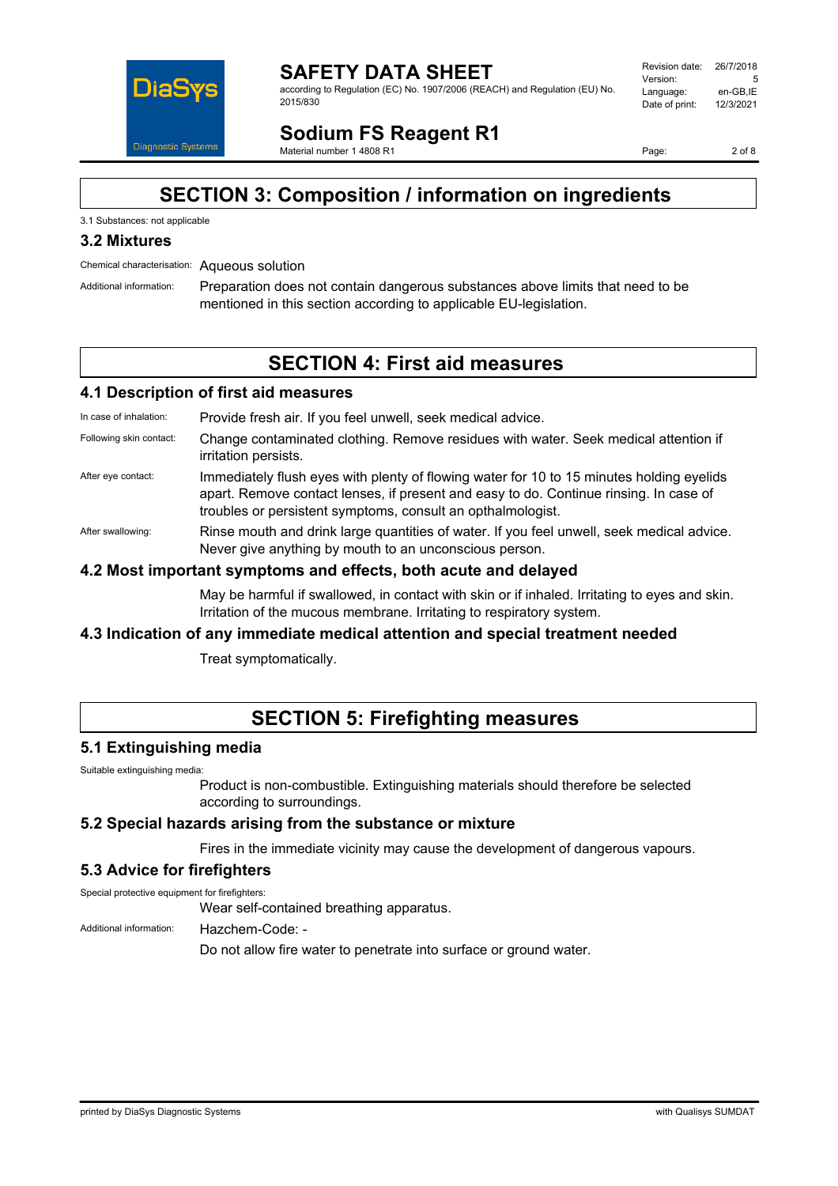# SECTION 3: Composition / information on ingredients

3.1 Substances: not applicable

## 3.2 Mixtures

Chemical characterisation: Aqueous solution

Additional information: Preparation does not contain dangerous substances above limits that need to be mentioned in this section according to applicable EU-legislation.

# SECTION 4: First aid measures

## 4.1 Description of first aid measures

In case of inhalation: Provide fresh air. If you feel unwell, seek medical advice.

Following skin contact: Change contaminated clothing. Remove residues with water. Seek medical attention if irritation persists.

After eye contact: Immediately flush eyes with plenty of flowing water for 10 to 15 minutes holding eyelids apart. Remove contact lenses, if present and easy to do. Continue rinsing. In case of troubles or persistent symptoms, consult an opthalmologist.

After swallowing: Rinse mouth and drink large quantities of water. If you feel unwell, seek medical advice. Never give anything by mouth to an unconscious person.

## 4.2 Most important symptoms and effects, both acute and delayed

May be harmful if swallowed, in contact with skin or if inhaled. Irritating to eyes and skin. Irritation of the mucous membrane. Irritating to respiratory system.

## 4.3 Indication of any immediate medical attention and special treatment needed

Treat symptomatically.

# SECTION 5: Firefighting measures

## 5.1 Extinguishing media

Suitable extinguishing media:

Product is non-combustible. Extinguishing materials should therefore be selected according to surroundings.

## 5.2 Special hazards arising from the substance or mixture

Fires in the immediate vicinity may cause the development of dangerous vapours.

## 5.3 Advice for firefighters

Special protective equipment for firefighters:

Wear self-contained breathing apparatus.

Additional information: Hazchem-Code: -

Do not allow fire water to penetrate into surface or ground water.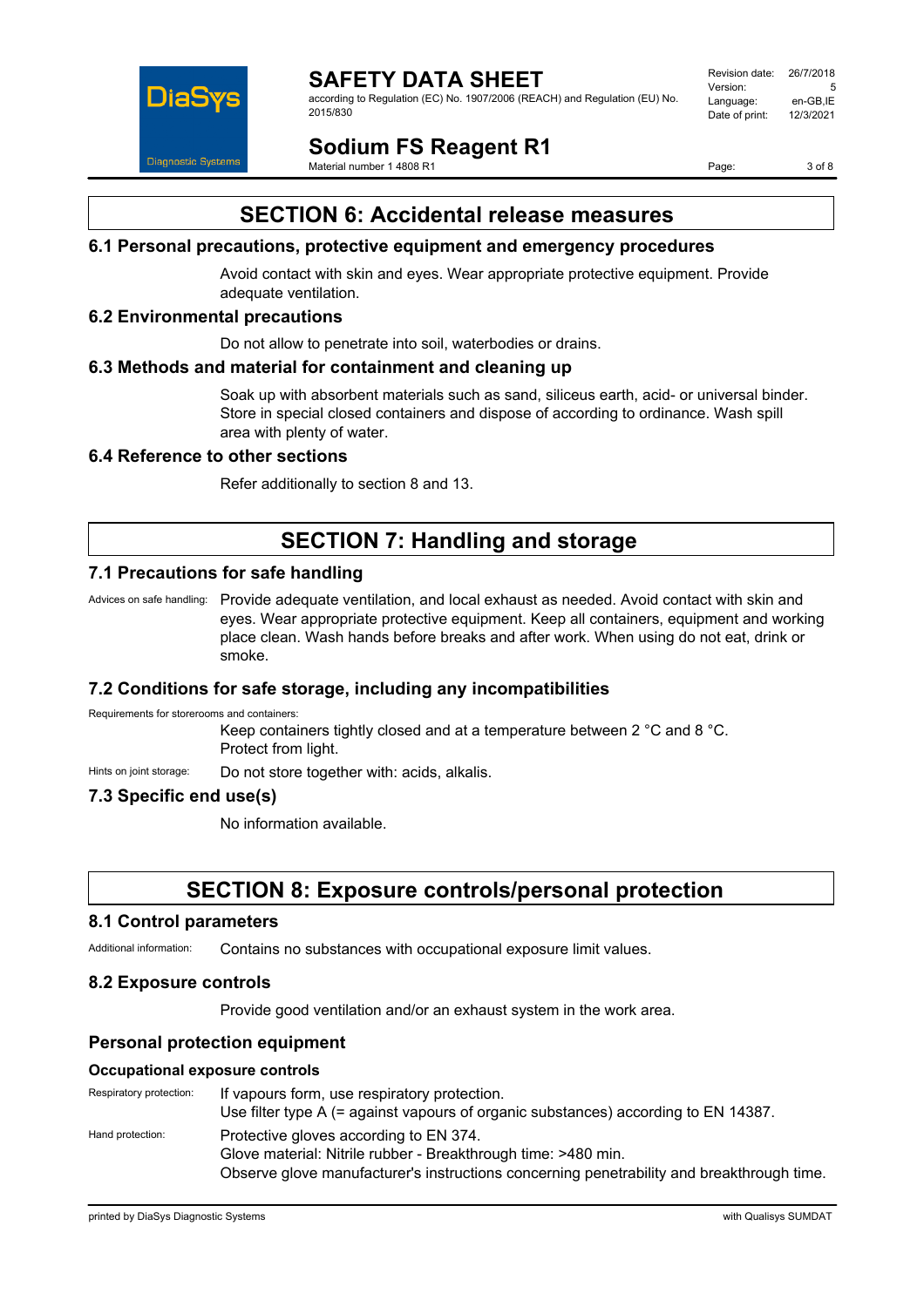# SECTION 6: Accidental release measures

## 6.1 Personal precautions, protective equipment and emergency procedures

Avoid contact with skin and eyes. Wear appropriate protective equipment. Provide adequate ventilation.

## 6.2 Environmental precautions

Do not allow to penetrate into soil, waterbodies or drains.

## 6.3 Methods and material for containment and cleaning up

Soak up with absorbent materials such as sand, siliceus earth, acid- or universal binder. Store in special closed containers and dispose of according to ordinance. Wash spill area with plenty of water.

## 6.4 Reference to other sections

Refer additionally to section 8 and 13.

# SECTION 7: Handling and storage

## 7.1 Precautions for safe handling

Advices on safe handling: Provide adequate ventilation, and local exhaust as needed. Avoid contact with skin and eyes. Wear appropriate protective equipment. Keep all containers, equipment and working place clean. Wash hands before breaks and after work. When using do not eat, drink or smoke.

## 7.2 Conditions for safe storage, including any incompatibilities

Requirements for storerooms and containers:

Keep containers tightly closed and at a temperature between 2 °C and 8 °C. Protect from light.

Hints on joint storage: Do not store together with: acids, alkalis.

## 7.3 Specific end use(s)

No information available.

# SECTION 8: Exposure controls/personal protection

## 8.1 Control parameters

Additional information: Contains no substances with occupational exposure limit values.

## 8.2 Exposure controls

Provide good ventilation and/or an exhaust system in the work area.

## Personal protection equipment

### Occupational exposure controls

Respiratory protection: If vapours form, use respiratory protection.
Use filter type A (= against vapours of organic substances) according to EN 14387.

Hand protection: Protective gloves according to EN 374.
Glove material: Nitrile rubber - Breakthrough time: >480 min.
Observe glove manufacturer's instructions concerning penetrability and breakthrough time.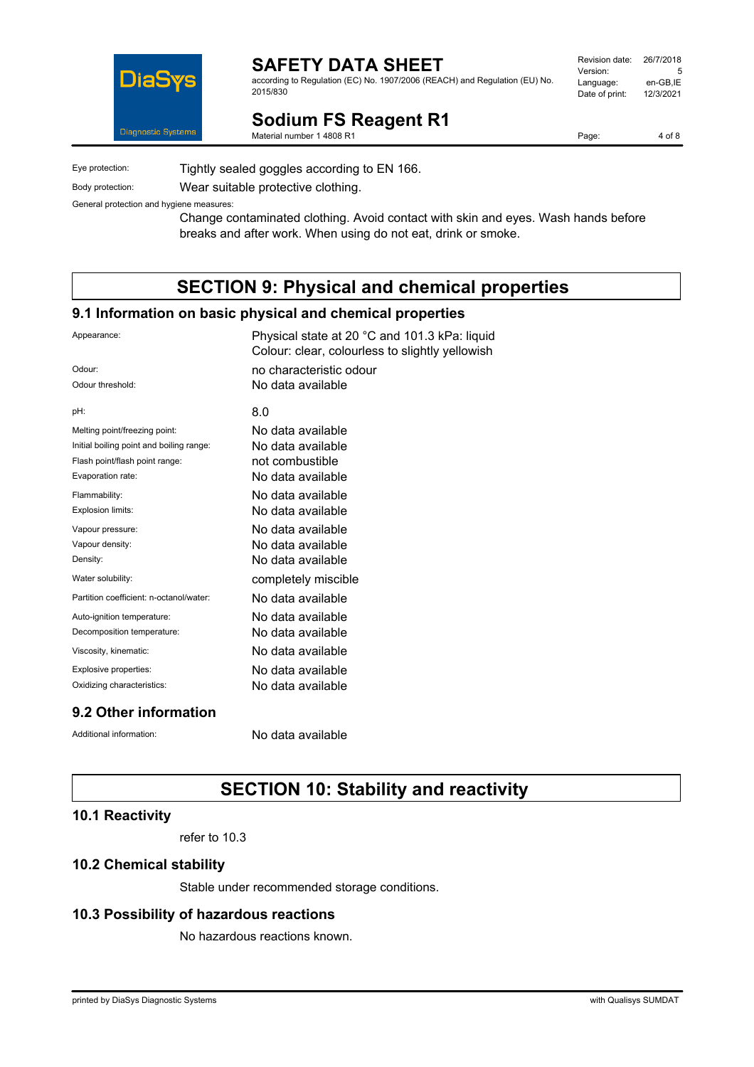Eye protection: Tightly sealed goggles according to EN 166.

Body protection: Wear suitable protective clothing.

General protection and hygiene measures:

Change contaminated clothing. Avoid contact with skin and eyes. Wash hands before breaks and after work. When using do not eat, drink or smoke.

# SECTION 9: Physical and chemical properties

## 9.1 Information on basic physical and chemical properties

| | |
|---|---|
| Appearance: | Physical state at 20 °C and 101.3 kPa: liquid<br>Colour: clear, colourless to slightly yellowish |
| Odour: | no characteristic odour |
| Odour threshold: | No data available |
| pH: | 8.0 |
| Melting point/freezing point: | No data available |
| Initial boiling point and boiling range: | No data available |
| Flash point/flash point range: | not combustible |
| Evaporation rate: | No data available |
| Flammability: | No data available |
| Explosion limits: | No data available |
| Vapour pressure: | No data available |
| Vapour density: | No data available |
| Density: | No data available |
| Water solubility: | completely miscible |
| Partition coefficient: n-octanol/water: | No data available |
| Auto-ignition temperature: | No data available |
| Decomposition temperature: | No data available |
| Viscosity, kinematic: | No data available |
| Explosive properties: | No data available |
| Oxidizing characteristics: | No data available |

## 9.2 Other information

Additional information: No data available

# SECTION 10: Stability and reactivity

## 10.1 Reactivity

refer to 10.3

## 10.2 Chemical stability

Stable under recommended storage conditions.

## 10.3 Possibility of hazardous reactions

No hazardous reactions known.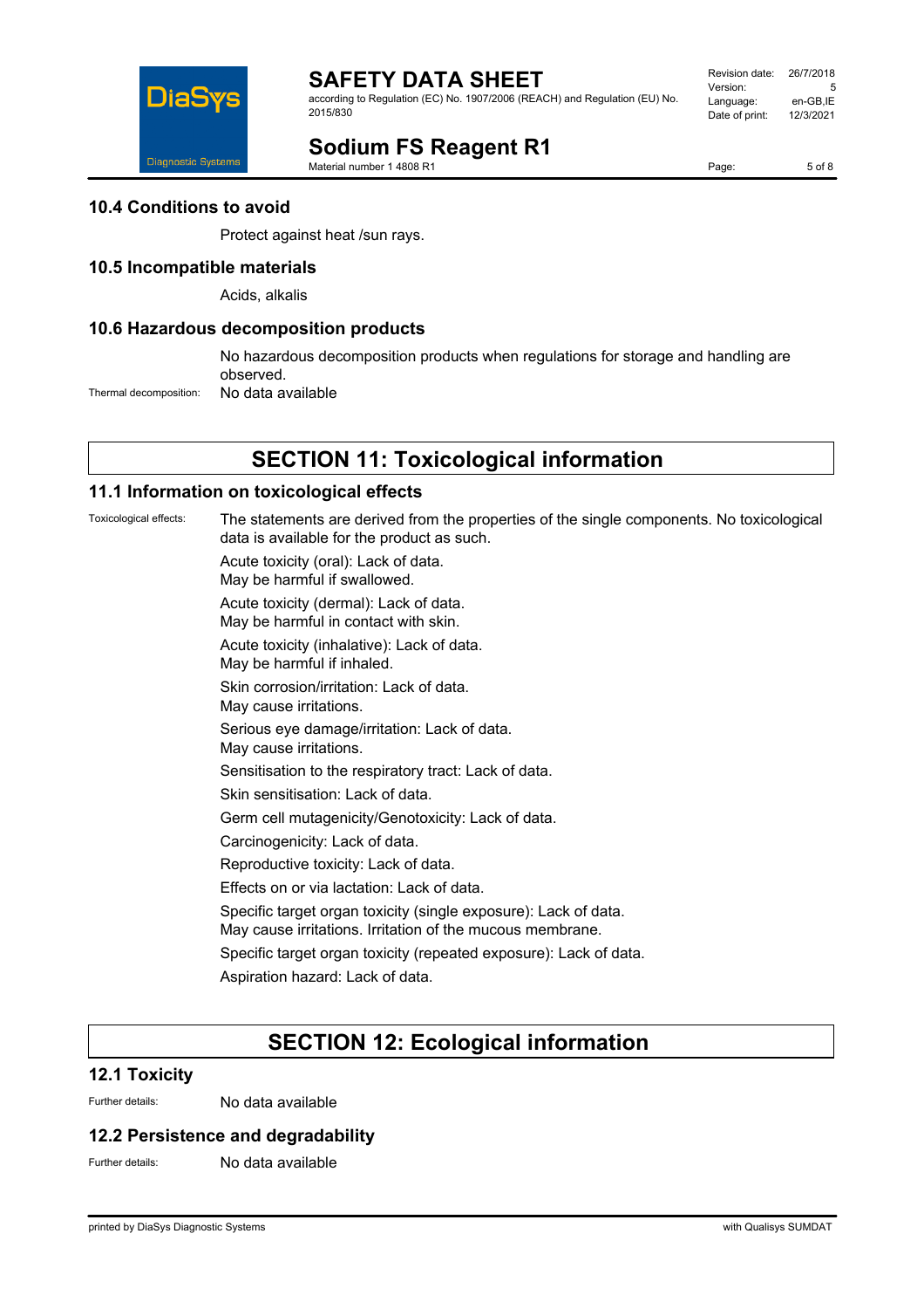### 10.4 Conditions to avoid

Protect against heat /sun rays.

### 10.5 Incompatible materials

Acids, alkalis

### 10.6 Hazardous decomposition products

No hazardous decomposition products when regulations for storage and handling are observed.

Thermal decomposition: No data available

## SECTION 11: Toxicological information

### 11.1 Information on toxicological effects

Toxicological effects: The statements are derived from the properties of the single components. No toxicological data is available for the product as such.

Acute toxicity (oral): Lack of data.
May be harmful if swallowed.

Acute toxicity (dermal): Lack of data.
May be harmful in contact with skin.

Acute toxicity (inhalative): Lack of data.
May be harmful if inhaled.

Skin corrosion/irritation: Lack of data.
May cause irritations.

Serious eye damage/irritation: Lack of data.
May cause irritations.

Sensitisation to the respiratory tract: Lack of data.

Skin sensitisation: Lack of data.

Germ cell mutagenicity/Genotoxicity: Lack of data.

Carcinogenicity: Lack of data.

Reproductive toxicity: Lack of data.

Effects on or via lactation: Lack of data.

Specific target organ toxicity (single exposure): Lack of data.
May cause irritations. Irritation of the mucous membrane.

Specific target organ toxicity (repeated exposure): Lack of data.

Aspiration hazard: Lack of data.

## SECTION 12: Ecological information

### 12.1 Toxicity

Further details: No data available

### 12.2 Persistence and degradability

Further details: No data available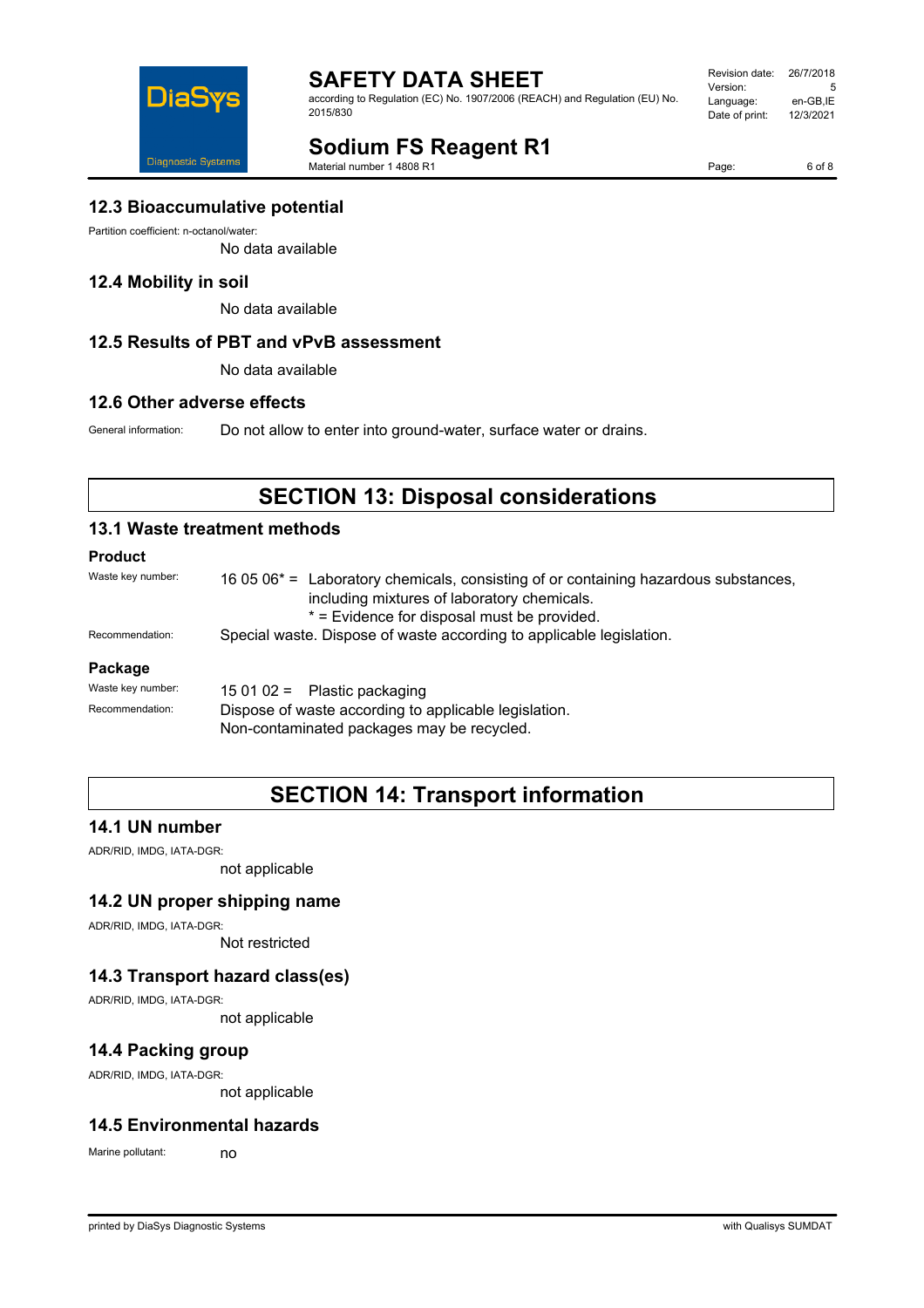## 12.3 Bioaccumulative potential

Partition coefficient: n-octanol/water:

No data available

## 12.4 Mobility in soil

No data available

## 12.5 Results of PBT and vPvB assessment

No data available

## 12.6 Other adverse effects

General information: Do not allow to enter into ground-water, surface water or drains.

# SECTION 13: Disposal considerations

## 13.1 Waste treatment methods

### Product

Waste key number: 16 05 06* = Laboratory chemicals, consisting of or containing hazardous substances, including mixtures of laboratory chemicals.
* = Evidence for disposal must be provided.

Recommendation: Special waste. Dispose of waste according to applicable legislation.

### Package

Waste key number: 15 01 02 = Plastic packaging

Recommendation: Dispose of waste according to applicable legislation.
Non-contaminated packages may be recycled.

# SECTION 14: Transport information

## 14.1 UN number

ADR/RID, IMDG, IATA-DGR:

not applicable

## 14.2 UN proper shipping name

ADR/RID, IMDG, IATA-DGR:

Not restricted

## 14.3 Transport hazard class(es)

ADR/RID, IMDG, IATA-DGR:

not applicable

## 14.4 Packing group

ADR/RID, IMDG, IATA-DGR:

not applicable

## 14.5 Environmental hazards

Marine pollutant: no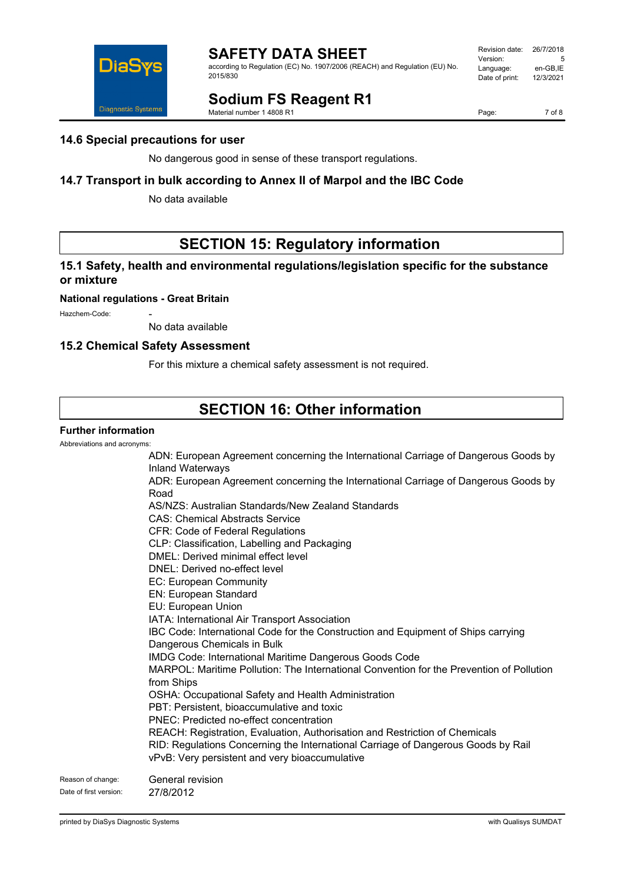### 14.6 Special precautions for user

No dangerous good in sense of these transport regulations.

### 14.7 Transport in bulk according to Annex II of Marpol and the IBC Code

No data available

## SECTION 15: Regulatory information

### 15.1 Safety, health and environmental regulations/legislation specific for the substance or mixture

**National regulations - Great Britain**

Hazchem-Code: -

No data available

### 15.2 Chemical Safety Assessment

For this mixture a chemical safety assessment is not required.

## SECTION 16: Other information

**Further information**

Abbreviations and acronyms:

ADN: European Agreement concerning the International Carriage of Dangerous Goods by Inland Waterways
ADR: European Agreement concerning the International Carriage of Dangerous Goods by Road
AS/NZS: Australian Standards/New Zealand Standards
CAS: Chemical Abstracts Service
CFR: Code of Federal Regulations
CLP: Classification, Labelling and Packaging
DMEL: Derived minimal effect level
DNEL: Derived no-effect level
EC: European Community
EN: European Standard
EU: European Union
IATA: International Air Transport Association
IBC Code: International Code for the Construction and Equipment of Ships carrying Dangerous Chemicals in Bulk
IMDG Code: International Maritime Dangerous Goods Code
MARPOL: Maritime Pollution: The International Convention for the Prevention of Pollution from Ships
OSHA: Occupational Safety and Health Administration
PBT: Persistent, bioaccumulative and toxic
PNEC: Predicted no-effect concentration
REACH: Registration, Evaluation, Authorisation and Restriction of Chemicals
RID: Regulations Concerning the International Carriage of Dangerous Goods by Rail
vPvB: Very persistent and very bioaccumulative

Reason of change: General revision

Date of first version: 27/8/2012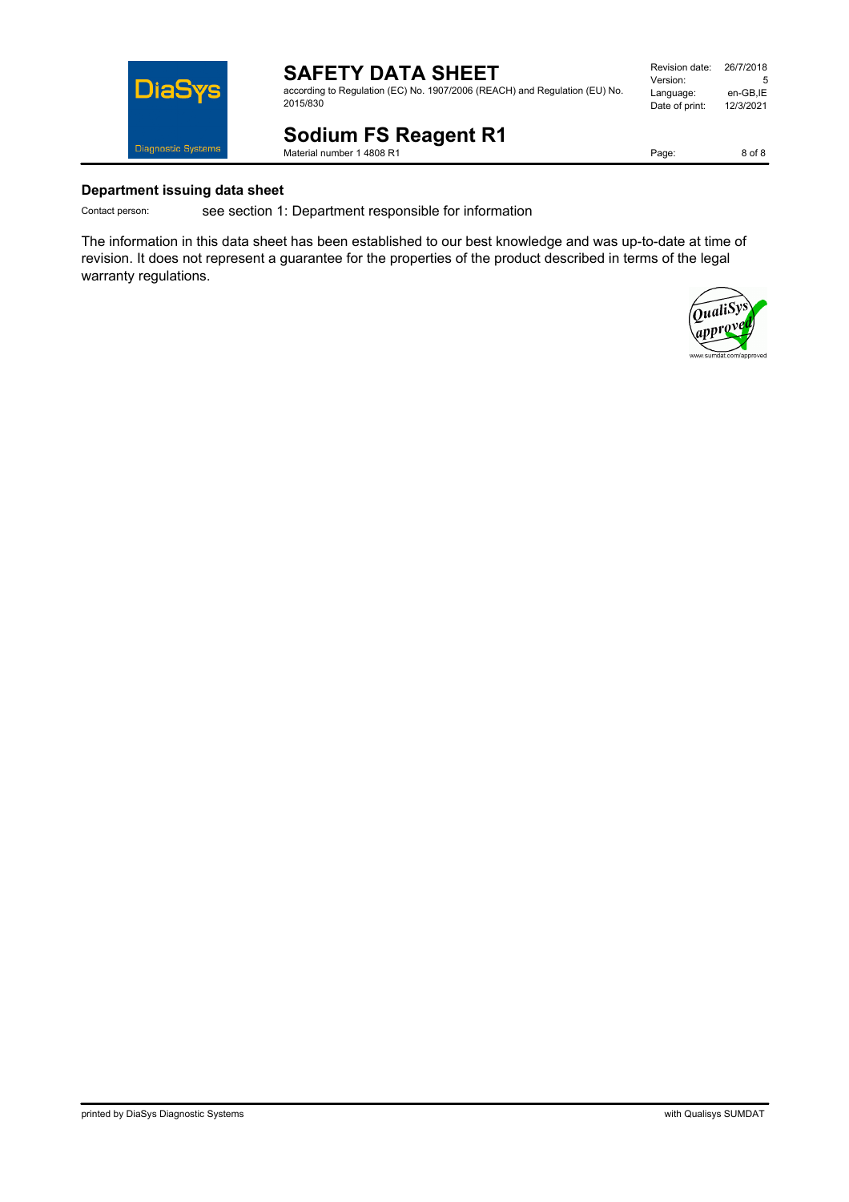### Department issuing data sheet

Contact person: see section 1: Department responsible for information

The information in this data sheet has been established to our best knowledge and was up-to-date at time of revision. It does not represent a guarantee for the properties of the product described in terms of the legal warranty regulations.